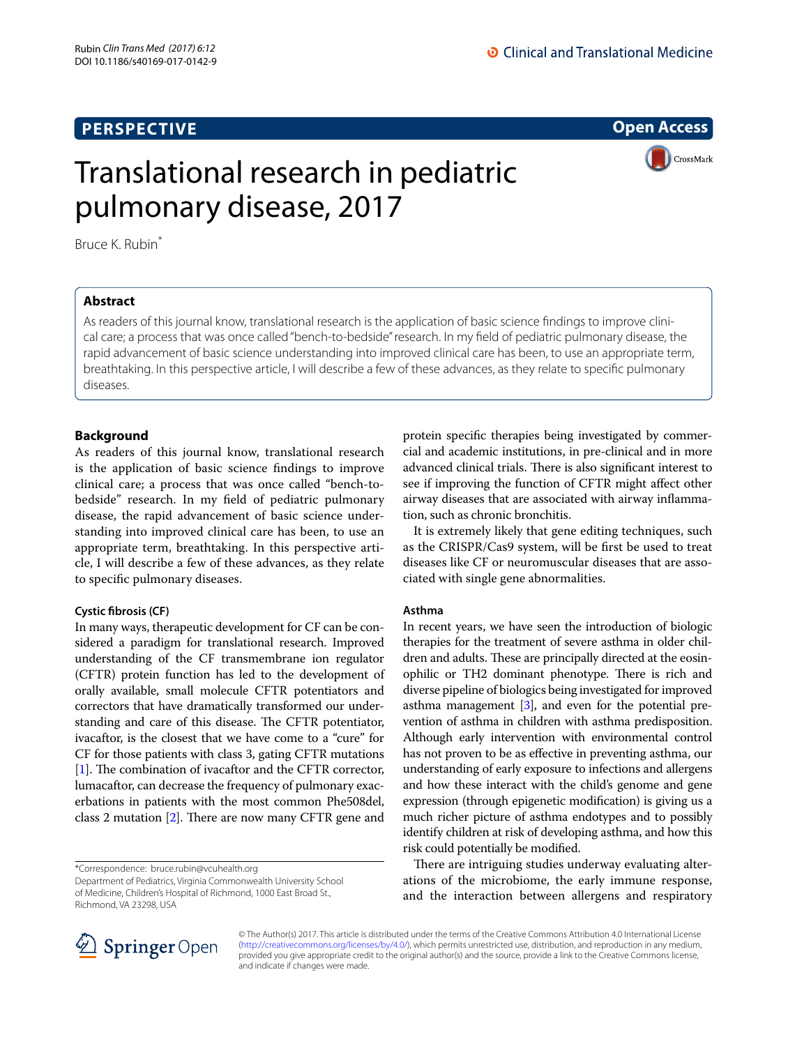PERSPECTIVE

Open Access

# Translational research in pediatric pulmonary disease, 2017

Bruce K. Rubin*

## Abstract

As readers of this journal know, translational research is the application of basic science findings to improve clinical care; a process that was once called "bench-to-bedside" research. In my field of pediatric pulmonary disease, the rapid advancement of basic science understanding into improved clinical care has been, to use an appropriate term, breathtaking. In this perspective article, I will describe a few of these advances, as they relate to specific pulmonary diseases.

## Background

As readers of this journal know, translational research is the application of basic science findings to improve clinical care; a process that was once called "bench-to-bedside" research. In my field of pediatric pulmonary disease, the rapid advancement of basic science understanding into improved clinical care has been, to use an appropriate term, breathtaking. In this perspective article, I will describe a few of these advances, as they relate to specific pulmonary diseases.

### Cystic fibrosis (CF)

In many ways, therapeutic development for CF can be considered a paradigm for translational research. Improved understanding of the CF transmembrane ion regulator (CFTR) protein function has led to the development of orally available, small molecule CFTR potentiators and correctors that have dramatically transformed our understanding and care of this disease. The CFTR potentiator, ivacaftor, is the closest that we have come to a "cure" for CF for those patients with class 3, gating CFTR mutations [1]. The combination of ivacaftor and the CFTR corrector, lumacaftor, can decrease the frequency of pulmonary exacerbations in patients with the most common Phe508del, class 2 mutation [2]. There are now many CFTR gene and protein specific therapies being investigated by commercial and academic institutions, in pre-clinical and in more advanced clinical trials. There is also significant interest to see if improving the function of CFTR might affect other airway diseases that are associated with airway inflammation, such as chronic bronchitis.

It is extremely likely that gene editing techniques, such as the CRISPR/Cas9 system, will be first be used to treat diseases like CF or neuromuscular diseases that are associated with single gene abnormalities.

### Asthma

In recent years, we have seen the introduction of biologic therapies for the treatment of severe asthma in older children and adults. These are principally directed at the eosinophilic or TH2 dominant phenotype. There is rich and diverse pipeline of biologics being investigated for improved asthma management [3], and even for the potential prevention of asthma in children with asthma predisposition. Although early intervention with environmental control has not proven to be as effective in preventing asthma, our understanding of early exposure to infections and allergens and how these interact with the child's genome and gene expression (through epigenetic modification) is giving us a much richer picture of asthma endotypes and to possibly identify children at risk of developing asthma, and how this risk could potentially be modified.

There are intriguing studies underway evaluating alterations of the microbiome, the early immune response, and the interaction between allergens and respiratory

*Correspondence: bruce.rubin@vcuhealth.org
Department of Pediatrics, Virginia Commonwealth University School of Medicine, Children's Hospital of Richmond, 1000 East Broad St., Richmond, VA 23298, USA

© The Author(s) 2017. This article is distributed under the terms of the Creative Commons Attribution 4.0 International License (http://creativecommons.org/licenses/by/4.0/), which permits unrestricted use, distribution, and reproduction in any medium, provided you give appropriate credit to the original author(s) and the source, provide a link to the Creative Commons license, and indicate if changes were made.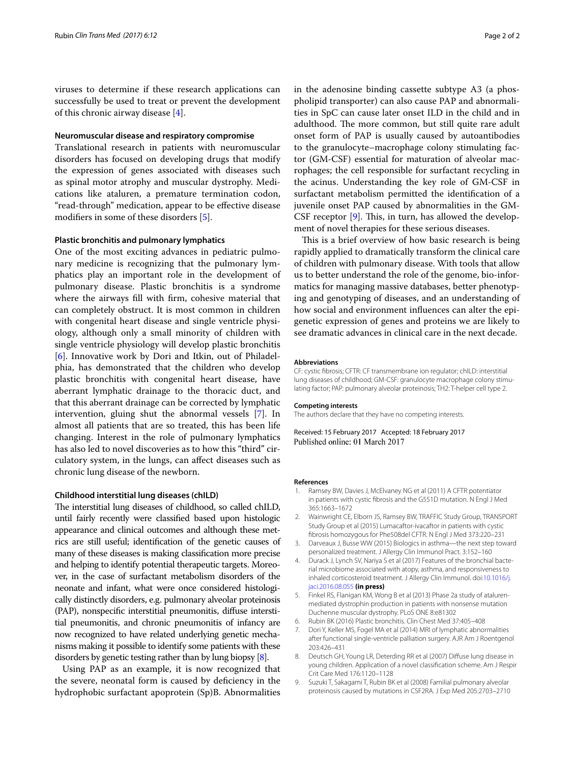viruses to determine if these research applications can successfully be used to treat or prevent the development of this chronic airway disease [4].

### Neuromuscular disease and respiratory compromise

Translational research in patients with neuromuscular disorders has focused on developing drugs that modify the expression of genes associated with diseases such as spinal motor atrophy and muscular dystrophy. Medications like ataluren, a premature termination codon, "read-through" medication, appear to be effective disease modifiers in some of these disorders [5].

### Plastic bronchitis and pulmonary lymphatics

One of the most exciting advances in pediatric pulmonary medicine is recognizing that the pulmonary lymphatics play an important role in the development of pulmonary disease. Plastic bronchitis is a syndrome where the airways fill with firm, cohesive material that can completely obstruct. It is most common in children with congenital heart disease and single ventricle physiology, although only a small minority of children with single ventricle physiology will develop plastic bronchitis [6]. Innovative work by Dori and Itkin, out of Philadelphia, has demonstrated that the children who develop plastic bronchitis with congenital heart disease, have aberrant lymphatic drainage to the thoracic duct, and that this aberrant drainage can be corrected by lymphatic intervention, gluing shut the abnormal vessels [7]. In almost all patients that are so treated, this has been life changing. Interest in the role of pulmonary lymphatics has also led to novel discoveries as to how this "third" circulatory system, in the lungs, can affect diseases such as chronic lung disease of the newborn.

### Childhood interstitial lung diseases (chILD)

The interstitial lung diseases of childhood, so called chILD, until fairly recently were classified based upon histologic appearance and clinical outcomes and although these metrics are still useful; identification of the genetic causes of many of these diseases is making classification more precise and helping to identify potential therapeutic targets. Moreover, in the case of surfactant metabolism disorders of the neonate and infant, what were once considered histologically distinctly disorders, e.g. pulmonary alveolar proteinosis (PAP), nonspecific interstitial pneumonitis, diffuse interstitial pneumonitis, and chronic pneumonitis of infancy are now recognized to have related underlying genetic mechanisms making it possible to identify some patients with these disorders by genetic testing rather than by lung biopsy [8].

Using PAP as an example, it is now recognized that the severe, neonatal form is caused by deficiency in the hydrophobic surfactant apoprotein (Sp)B. Abnormalities in the adenosine binding cassette subtype A3 (a phospholipid transporter) can also cause PAP and abnormalities in SpC can cause later onset ILD in the child and in adulthood. The more common, but still quite rare adult onset form of PAP is usually caused by autoantibodies to the granulocyte–macrophage colony stimulating factor (GM-CSF) essential for maturation of alveolar macrophages; the cell responsible for surfactant recycling in the acinus. Understanding the key role of GM-CSF in surfactant metabolism permitted the identification of a juvenile onset PAP caused by abnormalities in the GM-CSF receptor [9]. This, in turn, has allowed the development of novel therapies for these serious diseases.

This is a brief overview of how basic research is being rapidly applied to dramatically transform the clinical care of children with pulmonary disease. With tools that allow us to better understand the role of the genome, bio-informatics for managing massive databases, better phenotyping and genotyping of diseases, and an understanding of how social and environment influences can alter the epigenetic expression of genes and proteins we are likely to see dramatic advances in clinical care in the next decade.

#### Abbreviations

CF: cystic fibrosis; CFTR: CF transmembrane ion regulator; chILD: interstitial lung diseases of childhood; GM-CSF: granulocyte macrophage colony stimulating factor; PAP: pulmonary alveolar proteinosis; TH2: T-helper cell type 2.

#### Competing interests

The authors declare that they have no competing interests.

Received: 15 February 2017 Accepted: 18 February 2017
Published online: 01 March 2017

#### References

1. Ramsey BW, Davies J, McElvaney NG et al (2011) A CFTR potentiator in patients with cystic fibrosis and the G551D mutation. N Engl J Med 365:1663–1672
2. Wainwright CE, Elborn JS, Ramsey BW, TRAFFIC Study Group, TRANSPORT Study Group et al (2015) Lumacaftor-ivacaftor in patients with cystic fibrosis homozygous for Phe508del CFTR. N Engl J Med 373:220–231
3. Darveaux J, Busse WW (2015) Biologics in asthma—the next step toward personalized treatment. J Allergy Clin Immunol Pract. 3:152–160
4. Durack J, Lynch SV, Nariya S et al (2017) Features of the bronchial bacterial microbiome associated with atopy, asthma, and responsiveness to inhaled corticosteroid treatment. J Allergy Clin Immunol. doi:10.1016/j.jaci.2016.08.055 **(in press)**
5. Finkel RS, Flanigan KM, Wong B et al (2013) Phase 2a study of ataluren-mediated dystrophin production in patients with nonsense mutation Duchenne muscular dystrophy. PLoS ONE 8:e81302
6. Rubin BK (2016) Plastic bronchitis. Clin Chest Med 37:405–408
7. Dori Y, Keller MS, Fogel MA et al (2014) MRI of lymphatic abnormalities after functional single-ventricle palliation surgery. AJR Am J Roentgenol 203:426–431
8. Deutsch GH, Young LR, Deterding RR et al (2007) Diffuse lung disease in young children. Application of a novel classification scheme. Am J Respir Crit Care Med 176:1120–1128
9. Suzuki T, Sakagami T, Rubin BK et al (2008) Familial pulmonary alveolar proteinosis caused by mutations in CSF2RA. J Exp Med 205:2703–2710